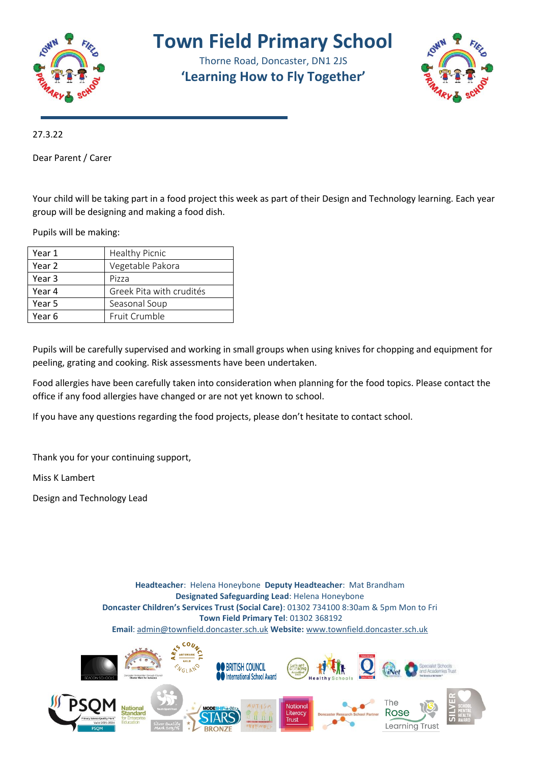# Town Field Primary School

Thorne Road, Doncaster, DN1 2JS

**'Learning How to Fly Together'**

27.3.22

Dear Parent / Carer

Your child will be taking part in a food project this week as part of their Design and Technology learning. Each year group will be designing and making a food dish.

Pupils will be making:

| Year 1 | Healthy Picnic |
|---|---|
| Year 2 | Vegetable Pakora |
| Year 3 | Pizza |
| Year 4 | Greek Pita with crudités |
| Year 5 | Seasonal Soup |
| Year 6 | Fruit Crumble |

Pupils will be carefully supervised and working in small groups when using knives for chopping and equipment for peeling, grating and cooking. Risk assessments have been undertaken.

Food allergies have been carefully taken into consideration when planning for the food topics. Please contact the office if any food allergies have changed or are not yet known to school.

If you have any questions regarding the food projects, please don't hesitate to contact school.

Thank you for your continuing support,

Miss K Lambert

Design and Technology Lead

**Headteacher**: Helena Honeybone **Deputy Headteacher**: Mat Brandham
**Designated Safeguarding Lead**: Helena Honeybone
**Doncaster Children's Services Trust (Social Care)**: 01302 734100 8:30am & 5pm Mon to Fri
**Town Field Primary Tel**: 01302 368192
**Email**: admin@townfield.doncaster.sch.uk **Website:** www.townfield.doncaster.sch.uk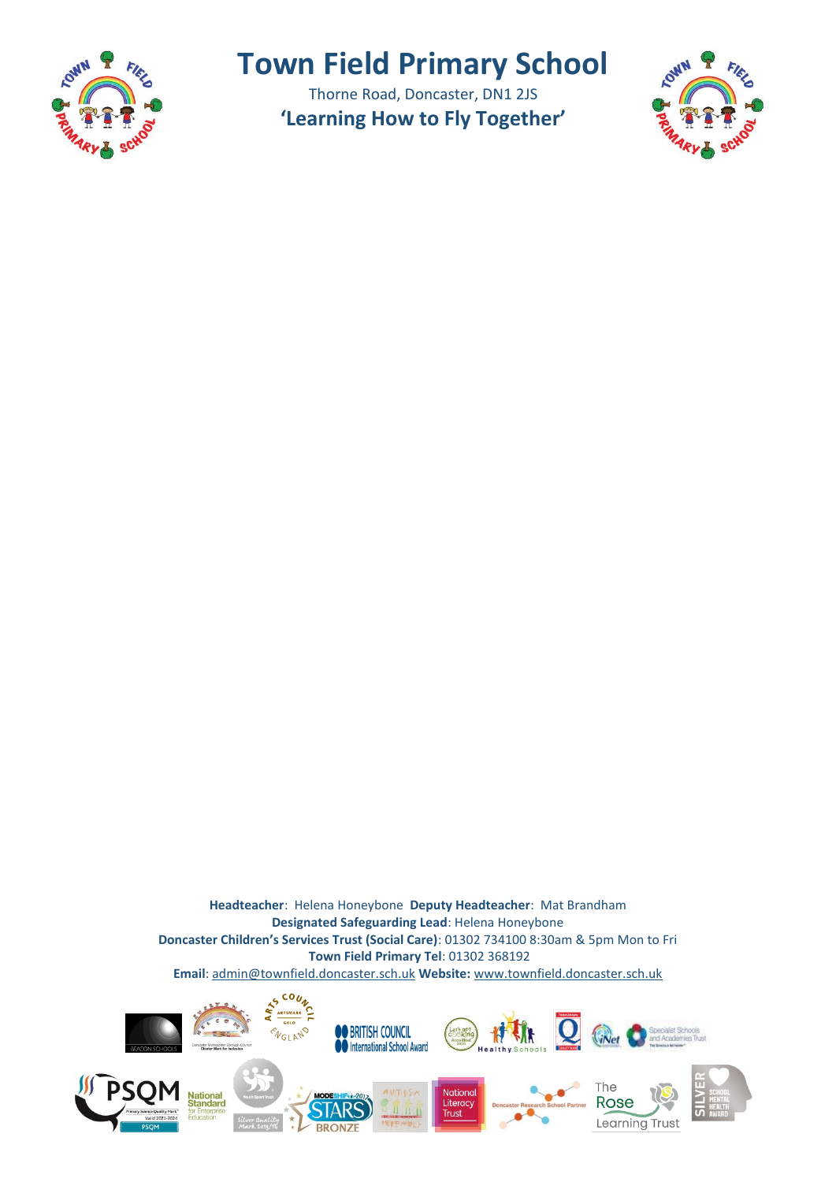# Town Field Primary School

Thorne Road, Doncaster, DN1 2JS

**'Learning How to Fly Together'**

**Headteacher**: Helena Honeybone **Deputy Headteacher**: Mat Brandham
**Designated Safeguarding Lead**: Helena Honeybone
**Doncaster Children's Services Trust (Social Care)**: 01302 734100 8:30am & 5pm Mon to Fri
**Town Field Primary Tel**: 01302 368192
**Email**: admin@townfield.doncaster.sch.uk **Website:** www.townfield.doncaster.sch.uk